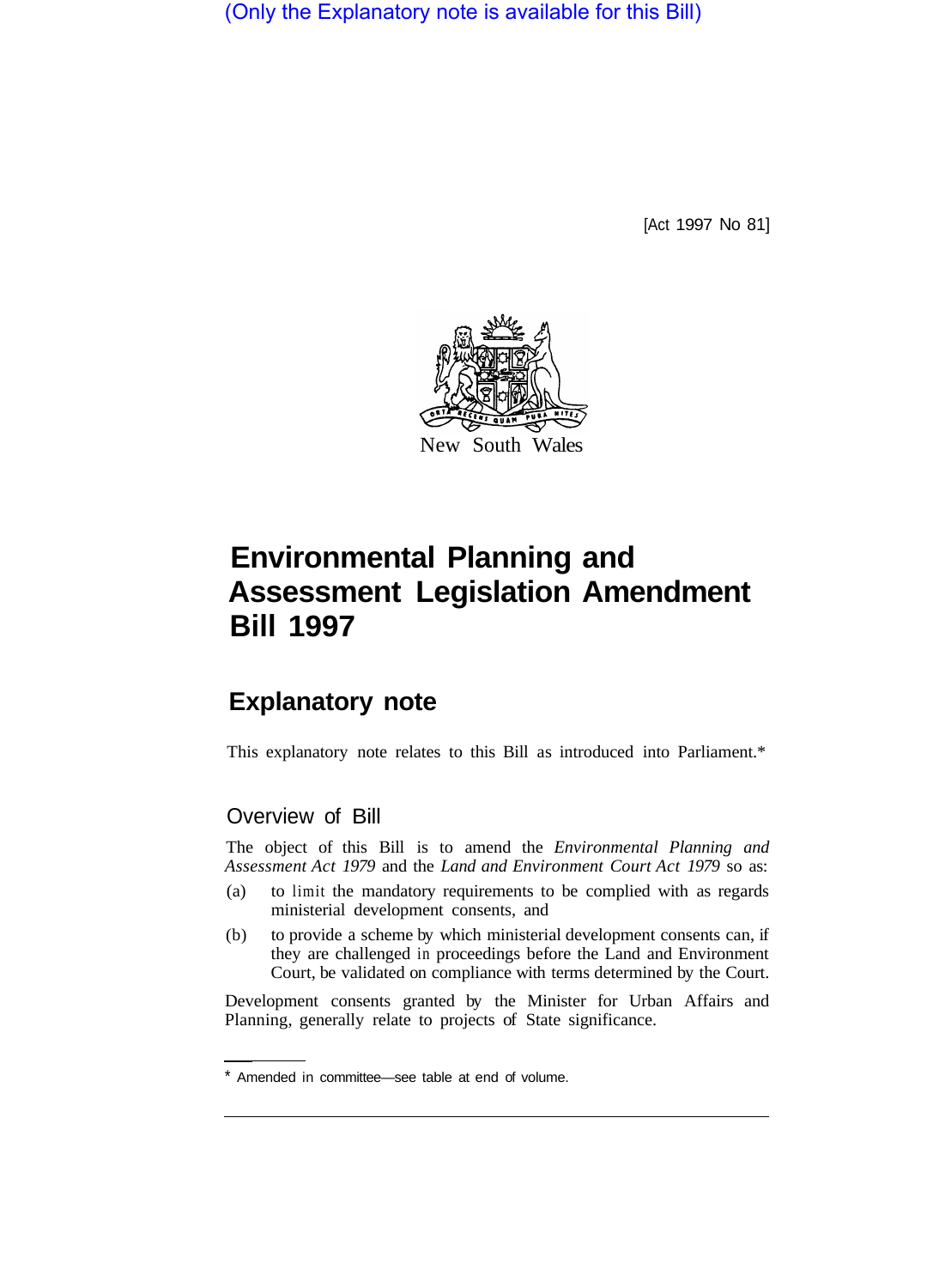(Only the Explanatory note is available for this Bill)

[Act 1997 No 81]

New South Wales

# Environmental Planning and Assessment Legislation Amendment Bill 1997

## Explanatory note

This explanatory note relates to this Bill as introduced into Parliament.*

### Overview of Bill

The object of this Bill is to amend the *Environmental Planning and Assessment Act 1979* and the *Land and Environment Court Act 1979* so as:

(a) to limit the mandatory requirements to be complied with as regards ministerial development consents, and

(b) to provide a scheme by which ministerial development consents can, if they are challenged in proceedings before the Land and Environment Court, be validated on compliance with terms determined by the Court.

Development consents granted by the Minister for Urban Affairs and Planning, generally relate to projects of State significance.

* Amended in committee—see table at end of volume.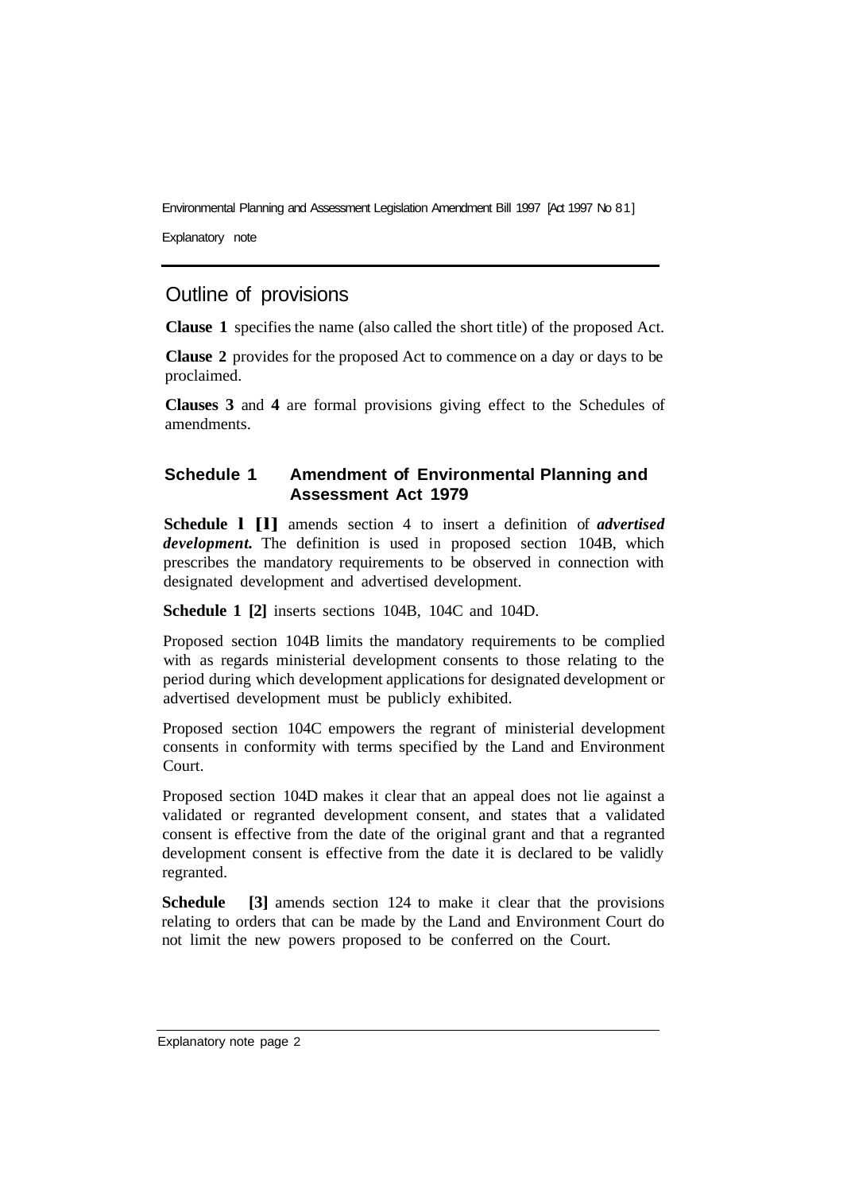## Outline of provisions

**Clause 1** specifies the name (also called the short title) of the proposed Act.

**Clause 2** provides for the proposed Act to commence on a day or days to be proclaimed.

**Clauses 3** and **4** are formal provisions giving effect to the Schedules of amendments.

### Schedule 1 Amendment of Environmental Planning and Assessment Act 1979

**Schedule 1 [1]** amends section 4 to insert a definition of ***advertised development***. The definition is used in proposed section 104B, which prescribes the mandatory requirements to be observed in connection with designated development and advertised development.

**Schedule 1 [2]** inserts sections 104B, 104C and 104D.

Proposed section 104B limits the mandatory requirements to be complied with as regards ministerial development consents to those relating to the period during which development applications for designated development or advertised development must be publicly exhibited.

Proposed section 104C empowers the regrant of ministerial development consents in conformity with terms specified by the Land and Environment Court.

Proposed section 104D makes it clear that an appeal does not lie against a validated or regranted development consent, and states that a validated consent is effective from the date of the original grant and that a regranted development consent is effective from the date it is declared to be validly regranted.

**Schedule [3]** amends section 124 to make it clear that the provisions relating to orders that can be made by the Land and Environment Court do not limit the new powers proposed to be conferred on the Court.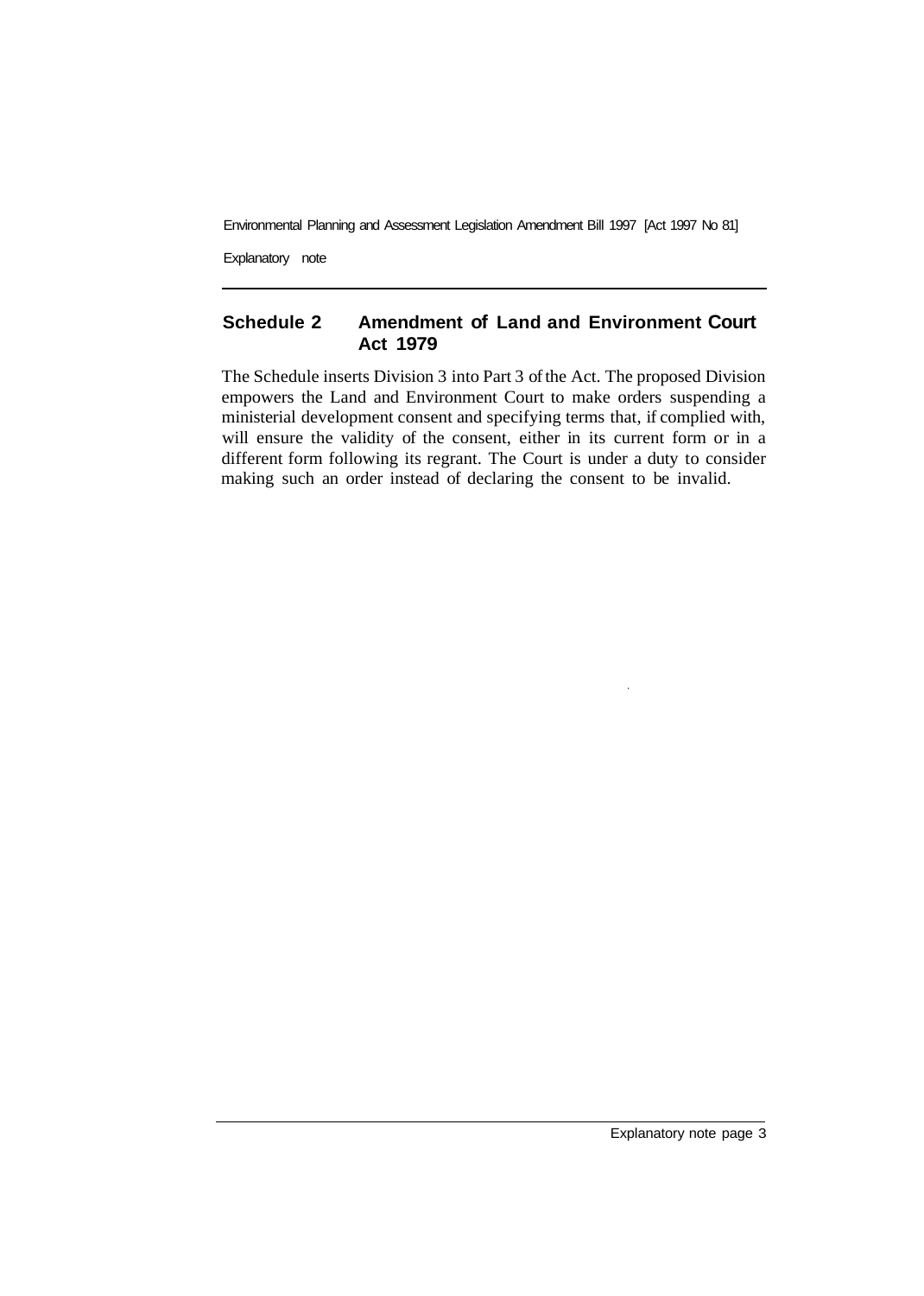## Schedule 2 Amendment of Land and Environment Court Act 1979

The Schedule inserts Division 3 into Part 3 of the Act. The proposed Division empowers the Land and Environment Court to make orders suspending a ministerial development consent and specifying terms that, if complied with, will ensure the validity of the consent, either in its current form or in a different form following its regrant. The Court is under a duty to consider making such an order instead of declaring the consent to be invalid.